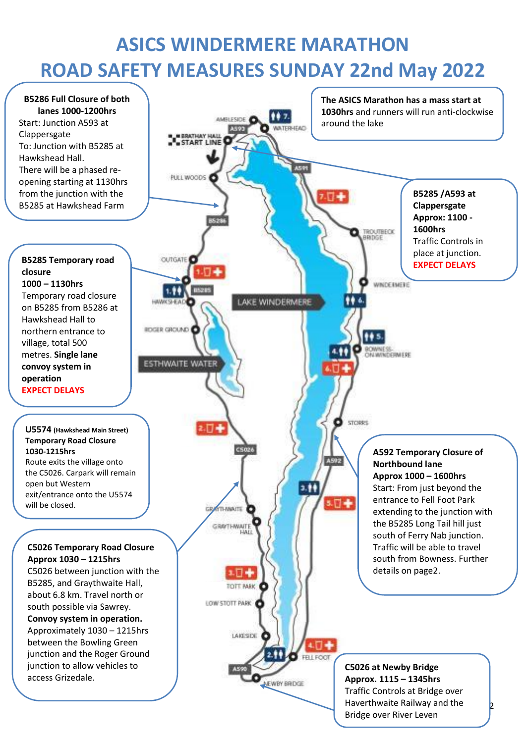# ASICS WINDERMERE MARATHON
# ROAD SAFETY MEASURES SUNDAY 22nd May 2022

**B5286 Full Closure of both lanes 1000-1200hrs**
Start: Junction A593 at Clappersgate
To: Junction with B5285 at Hawkshead Hall.
There will be a phased re-opening starting at 1130hrs from the junction with the B5285 at Hawkshead Farm

**The ASICS Marathon has a mass start at 1030hrs** and runners will run anti-clockwise around the lake

**B5285 /A593 at Clappersgate**
**Approx: 1100 - 1600hrs**
Traffic Controls in place at junction.
**EXPECT DELAYS**

**B5285 Temporary road closure**
**1000 – 1130hrs**
Temporary road closure on B5285 from B5286 at Hawkshead Hall to northern entrance to village, total 500 metres. **Single lane convoy system in operation**
**EXPECT DELAYS**

**U5574** **(Hawkshead Main Street)**
**Temporary Road Closure**
**1030-1215hrs**
Route exits the village onto the C5026. Carpark will remain open but Western exit/entrance onto the U5574 will be closed.

**A592 Temporary Closure of Northbound lane**
**Approx 1000 – 1600hrs**
Start: From just beyond the entrance to Fell Foot Park extending to the junction with the B5285 Long Tail hill just south of Ferry Nab junction. Traffic will be able to travel south from Bowness. Further details on page2.

**C5026 Temporary Road Closure**
**Approx 1030 – 1215hrs**
C5026 between junction with the B5285, and Graythwaite Hall, about 6.8 km. Travel north or south possible via Sawrey.
**Convoy system in operation.**
Approximately 1030 – 1215hrs between the Bowling Green junction and the Roger Ground junction to allow vehicles to access Grizedale.

**C5026 at Newby Bridge**
**Approx. 1115 – 1345hrs**
Traffic Controls at Bridge over Haverthwaite Railway and the Bridge over River Leven

Ambleside · A593 · Waterhead · Brathay Hall Start Line · Pull Woods · A591 · B5286 · Troutbeck Bridge · Outgate · B5285 · Hawkshead · Windermere · Lake Windermere · Roger Ground · Bowness-on-Windermere · Esthwaite Water · Storrs · C5026 · A592 · Graythwaite · Graythwaite Hall · Tott Park · Low Stott Park · Lakeside · Fell Foot · A590 · Newby Bridge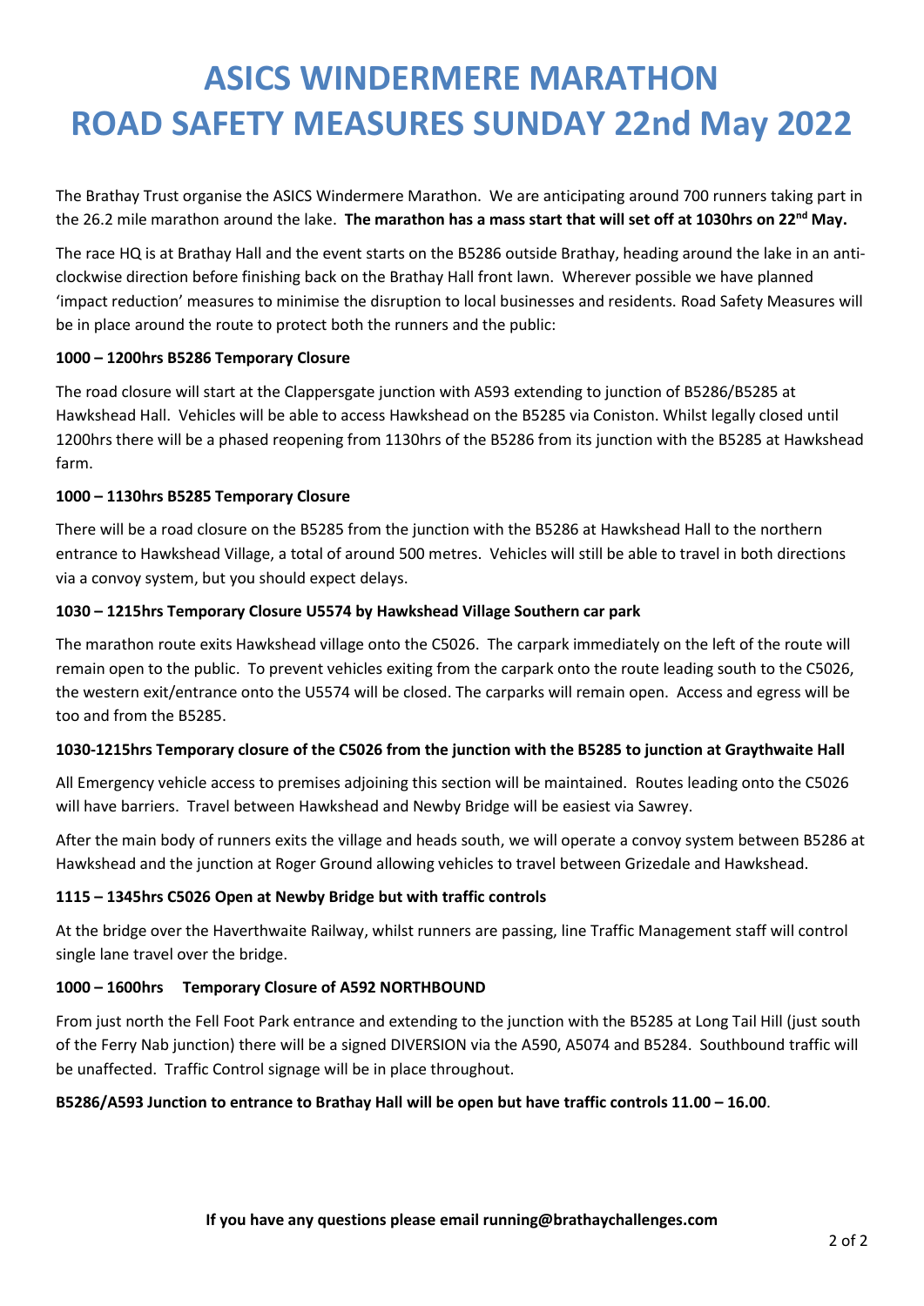# ASICS WINDERMERE MARATHON
# ROAD SAFETY MEASURES SUNDAY 22nd May 2022

The Brathay Trust organise the ASICS Windermere Marathon. We are anticipating around 700 runners taking part in the 26.2 mile marathon around the lake. **The marathon has a mass start that will set off at 1030hrs on 22nd May.**

The race HQ is at Brathay Hall and the event starts on the B5286 outside Brathay, heading around the lake in an anti-clockwise direction before finishing back on the Brathay Hall front lawn. Wherever possible we have planned 'impact reduction' measures to minimise the disruption to local businesses and residents. Road Safety Measures will be in place around the route to protect both the runners and the public:

**1000 – 1200hrs B5286 Temporary Closure**

The road closure will start at the Clappersgate junction with A593 extending to junction of B5286/B5285 at Hawkshead Hall. Vehicles will be able to access Hawkshead on the B5285 via Coniston. Whilst legally closed until 1200hrs there will be a phased reopening from 1130hrs of the B5286 from its junction with the B5285 at Hawkshead farm.

**1000 – 1130hrs B5285 Temporary Closure**

There will be a road closure on the B5285 from the junction with the B5286 at Hawkshead Hall to the northern entrance to Hawkshead Village, a total of around 500 metres. Vehicles will still be able to travel in both directions via a convoy system, but you should expect delays.

**1030 – 1215hrs Temporary Closure U5574 by Hawkshead Village Southern car park**

The marathon route exits Hawkshead village onto the C5026. The carpark immediately on the left of the route will remain open to the public. To prevent vehicles exiting from the carpark onto the route leading south to the C5026, the western exit/entrance onto the U5574 will be closed. The carparks will remain open. Access and egress will be too and from the B5285.

**1030-1215hrs Temporary closure of the C5026 from the junction with the B5285 to junction at Graythwaite Hall**

All Emergency vehicle access to premises adjoining this section will be maintained. Routes leading onto the C5026 will have barriers. Travel between Hawkshead and Newby Bridge will be easiest via Sawrey.

After the main body of runners exits the village and heads south, we will operate a convoy system between B5286 at Hawkshead and the junction at Roger Ground allowing vehicles to travel between Grizedale and Hawkshead.

**1115 – 1345hrs C5026 Open at Newby Bridge but with traffic controls**

At the bridge over the Haverthwaite Railway, whilst runners are passing, line Traffic Management staff will control single lane travel over the bridge.

**1000 – 1600hrs Temporary Closure of A592 NORTHBOUND**

From just north the Fell Foot Park entrance and extending to the junction with the B5285 at Long Tail Hill (just south of the Ferry Nab junction) there will be a signed DIVERSION via the A590, A5074 and B5284. Southbound traffic will be unaffected. Traffic Control signage will be in place throughout.

**B5286/A593 Junction to entrance to Brathay Hall will be open but have traffic controls 11.00 – 16.00**.

**If you have any questions please email running@brathaychallenges.com**